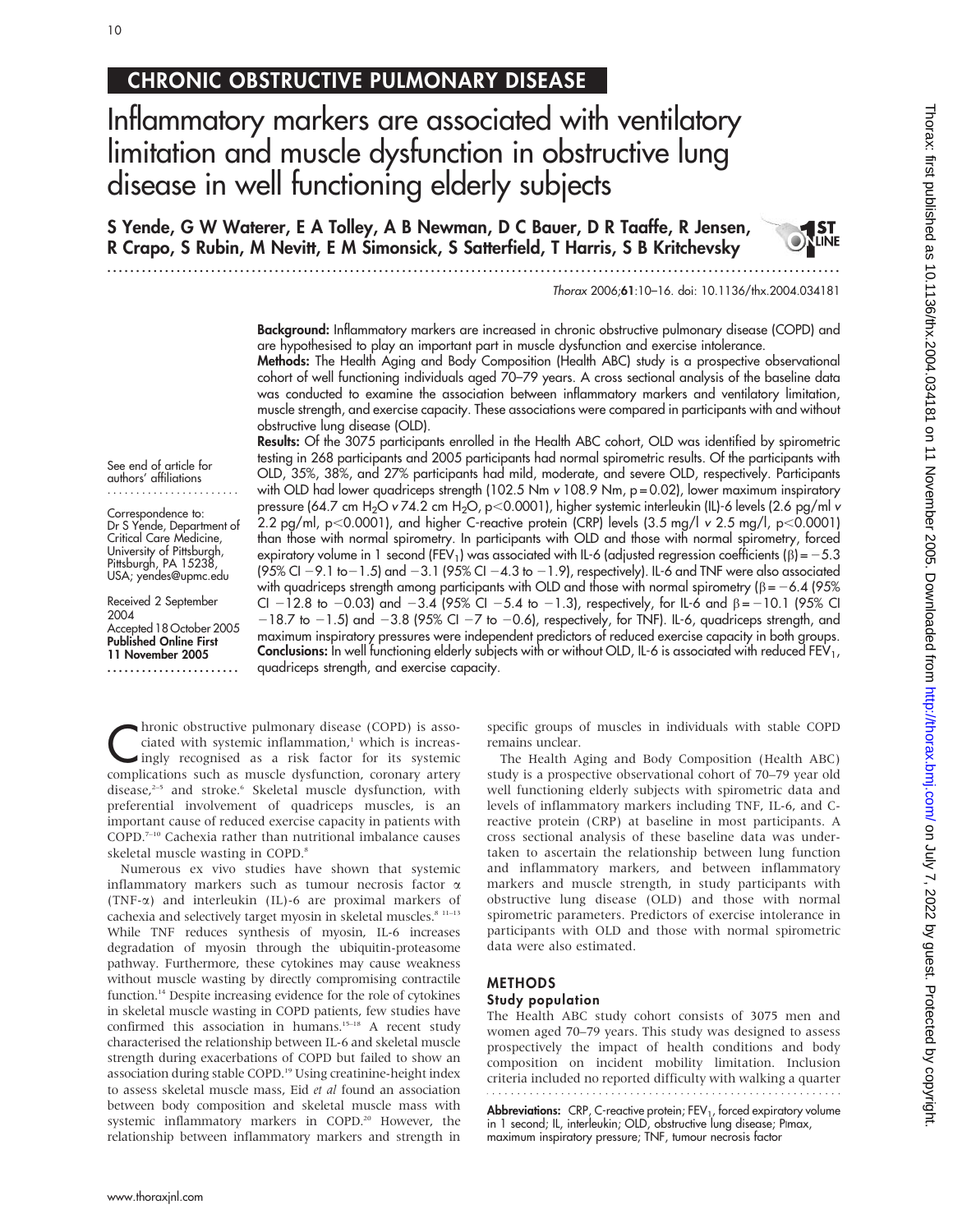CHRONIC OBSTRUCTIVE PULMONARY DISEASE

# Inflammatory markers are associated with ventilatory limitation and muscle dysfunction in obstructive lung disease in well functioning elderly subjects

**S Yende, G W Waterer, E A Tolley, A B Newman, D C Bauer, D R Taaffe, R Jensen, R Crapo, S Rubin, M Nevitt, E M Simonsick, S Satterfield, T Harris, S B Kritchevsky**

*Thorax* 2006;**61**:10–16. doi: 10.1136/thx.2004.034181

See end of article for authors' affiliations

Correspondence to: Dr S Yende, Department of Critical Care Medicine, University of Pittsburgh, Pittsburgh, PA 15238, USA; yendes@upmc.edu

Received 2 September 2004
Accepted 18 October 2005
**Published Online First 11 November 2005**

**Background:** Inflammatory markers are increased in chronic obstructive pulmonary disease (COPD) and are hypothesised to play an important part in muscle dysfunction and exercise intolerance.

**Methods:** The Health Aging and Body Composition (Health ABC) study is a prospective observational cohort of well functioning individuals aged 70–79 years. A cross sectional analysis of the baseline data was conducted to examine the association between inflammatory markers and ventilatory limitation, muscle strength, and exercise capacity. These associations were compared in participants with and without obstructive lung disease (OLD).

**Results:** Of the 3075 participants enrolled in the Health ABC cohort, OLD was identified by spirometric testing in 268 participants and 2005 participants had normal spirometric results. Of the participants with OLD, 35%, 38%, and 27% participants had mild, moderate, and severe OLD, respectively. Participants with OLD had lower quadriceps strength (102.5 Nm *v* 108.9 Nm, p = 0.02), lower maximum inspiratory pressure (64.7 cm $H_2O$ *v* 74.2 cm $H_2O$, $p<0.0001$), higher systemic interleukin (IL)-6 levels (2.6 pg/ml *v* 2.2 pg/ml, $p<0.0001$), and higher C-reactive protein (CRP) levels (3.5 mg/l *v* 2.5 mg/l, $p<0.0001$) than those with normal spirometry. In participants with OLD and those with normal spirometry, forced expiratory volume in 1 second ($FEV_1$) was associated with IL-6 (adjusted regression coefficients ($\beta$) = −5.3 (95% CI −9.1 to −1.5) and −3.1 (95% CI −4.3 to −1.9), respectively). IL-6 and TNF were also associated with quadriceps strength among participants with OLD and those with normal spirometry ($\beta$ = −6.4 (95% CI −12.8 to −0.03) and −3.4 (95% CI −5.4 to −1.3), respectively, for IL-6 and $\beta$ = −10.1 (95% CI −18.7 to −1.5) and −3.8 (95% CI −7 to −0.6), respectively, for TNF). IL-6, quadriceps strength, and maximum inspiratory pressures were independent predictors of reduced exercise capacity in both groups.

**Conclusions:** In well functioning elderly subjects with or without OLD, IL-6 is associated with reduced $FEV_1$, quadriceps strength, and exercise capacity.

Chronic obstructive pulmonary disease (COPD) is associated with systemic inflammation,[1] which is increasingly recognised as a risk factor for its systemic complications such as muscle dysfunction, coronary artery disease,[2–5] and stroke.[6] Skeletal muscle dysfunction, with preferential involvement of quadriceps muscles, is an important cause of reduced exercise capacity in patients with COPD.[7–10] Cachexia rather than nutritional imbalance causes skeletal muscle wasting in COPD.[8]

Numerous ex vivo studies have shown that systemic inflammatory markers such as tumour necrosis factor $\alpha$ (TNF-$\alpha$) and interleukin (IL)-6 are proximal markers of cachexia and selectively target myosin in skeletal muscles.[8 11–13] While TNF reduces synthesis of myosin, IL-6 increases degradation of myosin through the ubiquitin-proteasome pathway. Furthermore, these cytokines may cause weakness without muscle wasting by directly compromising contractile function.[14] Despite increasing evidence for the role of cytokines in skeletal muscle wasting in COPD patients, few studies have confirmed this association in humans.[15–18] A recent study characterised the relationship between IL-6 and skeletal muscle strength during exacerbations of COPD but failed to show an association during stable COPD.[19] Using creatinine-height index to assess skeletal muscle mass, Eid *et al* found an association between body composition and skeletal muscle mass with systemic inflammatory markers in COPD.[20] However, the relationship between inflammatory markers and strength in specific groups of muscles in individuals with stable COPD remains unclear.

The Health Aging and Body Composition (Health ABC) study is a prospective observational cohort of 70–79 year old well functioning elderly subjects with spirometric data and levels of inflammatory markers including TNF, IL-6, and C-reactive protein (CRP) at baseline in most participants. A cross sectional analysis of these baseline data was undertaken to ascertain the relationship between lung function and inflammatory markers, and between inflammatory markers and muscle strength, in study participants with obstructive lung disease (OLD) and those with normal spirometric parameters. Predictors of exercise intolerance in participants with OLD and those with normal spirometric data were also estimated.

## METHODS

### Study population

The Health ABC study cohort consists of 3075 men and women aged 70–79 years. This study was designed to assess prospectively the impact of health conditions and body composition on incident mobility limitation. Inclusion criteria included no reported difficulty with walking a quarter

**Abbreviations:** CRP, C-reactive protein; $FEV_1$, forced expiratory volume in 1 second; IL, interleukin; OLD, obstructive lung disease; PImax, maximum inspiratory pressure; TNF, tumour necrosis factor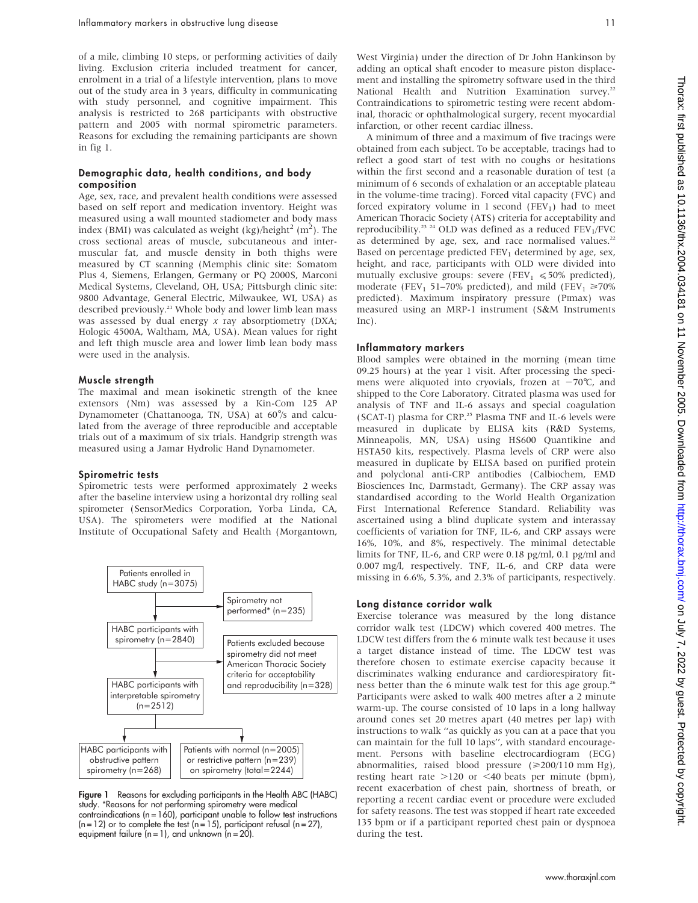of a mile, climbing 10 steps, or performing activities of daily living. Exclusion criteria included treatment for cancer, enrolment in a trial of a lifestyle intervention, plans to move out of the study area in 3 years, difficulty in communicating with study personnel, and cognitive impairment. This analysis is restricted to 268 participants with obstructive pattern and 2005 with normal spirometric parameters. Reasons for excluding the remaining participants are shown in fig 1.

### Demographic data, health conditions, and body composition

Age, sex, race, and prevalent health conditions were assessed based on self report and medication inventory. Height was measured using a wall mounted stadiometer and body mass index (BMI) was calculated as weight (kg)/height$^2$ (m$^2$). The cross sectional areas of muscle, subcutaneous and intermuscular fat, and muscle density in both thighs were measured by CT scanning (Memphis clinic site: Somatom Plus 4, Siemens, Erlangen, Germany or PQ 2000S, Marconi Medical Systems, Cleveland, OH, USA; Pittsburgh clinic site: 9800 Advantage, General Electric, Milwaukee, WI, USA) as described previously.[21] Whole body and lower limb lean mass was assessed by dual energy *x* ray absorptiometry (DXA; Hologic 4500A, Waltham, MA, USA). Mean values for right and left thigh muscle area and lower limb lean body mass were used in the analysis.

### Muscle strength

The maximal and mean isokinetic strength of the knee extensors (Nm) was assessed by a Kin-Com 125 AP Dynamometer (Chattanooga, TN, USA) at 60°/s and calculated from the average of three reproducible and acceptable trials out of a maximum of six trials. Handgrip strength was measured using a Jamar Hydrolic Hand Dynamometer.

### Spirometric tests

Spirometric tests were performed approximately 2 weeks after the baseline interview using a horizontal dry rolling seal spirometer (SensorMedics Corporation, Yorba Linda, CA, USA). The spirometers were modified at the National Institute of Occupational Safety and Health (Morgantown, West Virginia) under the direction of Dr John Hankinson by adding an optical shaft encoder to measure piston displacement and installing the spirometry software used in the third National Health and Nutrition Examination survey.[22] Contraindications to spirometric testing were recent abdominal, thoracic or ophthalmological surgery, recent myocardial infarction, or other recent cardiac illness.

A minimum of three and a maximum of five tracings were obtained from each subject. To be acceptable, tracings had to reflect a good start of test with no coughs or hesitations within the first second and a reasonable duration of test (a minimum of 6 seconds of exhalation or an acceptable plateau in the volume-time tracing). Forced vital capacity (FVC) and forced expiratory volume in 1 second ($FEV_1$) had to meet American Thoracic Society (ATS) criteria for acceptability and reproducibility.[23,24] OLD was defined as a reduced $FEV_1$/FVC as determined by age, sex, and race normalised values.[22] Based on percentage predicted $FEV_1$ determined by age, sex, height, and race, participants with OLD were divided into mutually exclusive groups: severe ($FEV_1 \leqslant 50\%$ predicted), moderate ($FEV_1$ 51–70% predicted), and mild ($FEV_1 \geqslant 70\%$ predicted). Maximum inspiratory pressure (PImax) was measured using an MRP-1 instrument (S&M Instruments Inc).

Figure 1 Reasons for excluding participants in the Health ABC (HABC) study. *Reasons for not performing spirometry were medical contraindications (n = 160), participant unable to follow test instructions (n = 12) or to complete the test (n = 15), participant refusal (n = 27), equipment failure (n = 1), and unknown (n = 20).

### Inflammatory markers

Blood samples were obtained in the morning (mean time 09.25 hours) at the year 1 visit. After processing the specimens were aliquoted into cryovials, frozen at −70°C, and shipped to the Core Laboratory. Citrated plasma was used for analysis of TNF and IL-6 assays and special coagulation (SCAT-I) plasma for CRP.[25] Plasma TNF and IL-6 levels were measured in duplicate by ELISA kits (R&D Systems, Minneapolis, MN, USA) using HS600 Quantikine and HSTA50 kits, respectively. Plasma levels of CRP were also measured in duplicate by ELISA based on purified protein and polyclonal anti-CRP antibodies (Calbiochem, EMD Biosciences Inc, Darmstadt, Germany). The CRP assay was standardised according to the World Health Organization First International Reference Standard. Reliability was ascertained using a blind duplicate system and interassay coefficients of variation for TNF, IL-6, and CRP assays were 16%, 10%, and 8%, respectively. The minimal detectable limits for TNF, IL-6, and CRP were 0.18 pg/ml, 0.1 pg/ml and 0.007 mg/l, respectively. TNF, IL-6, and CRP data were missing in 6.6%, 5.3%, and 2.3% of participants, respectively.

### Long distance corridor walk

Exercise tolerance was measured by the long distance corridor walk test (LDCW) which covered 400 metres. The LDCW test differs from the 6 minute walk test because it uses a target distance instead of time. The LDCW test was therefore chosen to estimate exercise capacity because it discriminates walking endurance and cardiorespiratory fitness better than the 6 minute walk test for this age group.[26] Participants were asked to walk 400 metres after a 2 minute warm-up. The course consisted of 10 laps in a long hallway around cones set 20 metres apart (40 metres per lap) with instructions to walk "as quickly as you can at a pace that you can maintain for the full 10 laps", with standard encouragement. Persons with baseline electrocardiogram (ECG) abnormalities, raised blood pressure (≥200/110 mm Hg), resting heart rate >120 or <40 beats per minute (bpm), recent exacerbation of chest pain, shortness of breath, or reporting a recent cardiac event or procedure were excluded for safety reasons. The test was stopped if heart rate exceeded 135 bpm or if a participant reported chest pain or dyspnoea during the test.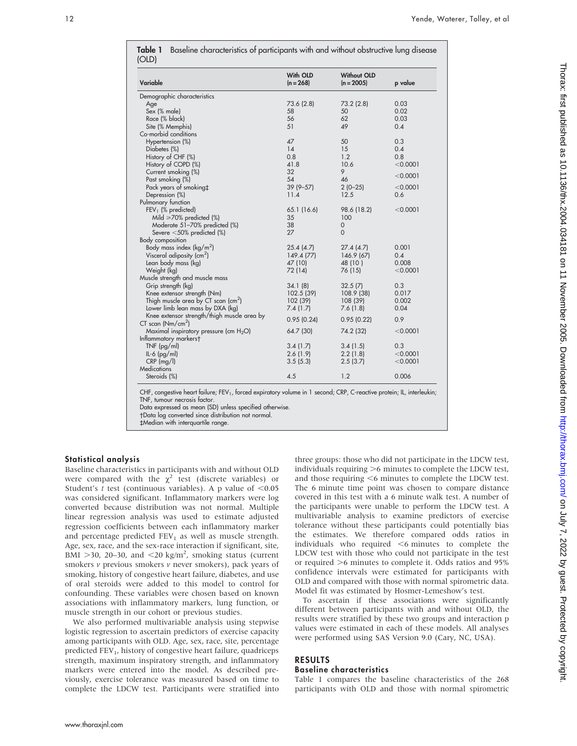**Table 1** Baseline characteristics of participants with and without obstructive lung disease (OLD)

| Variable | With OLD (n = 268) | Without OLD (n = 2005) | p value |
|---|---|---|---|
| Demographic characteristics | | | |
| Age | 73.6 (2.8) | 73.2 (2.8) | 0.03 |
| Sex (% male) | 58 | 50 | 0.02 |
| Race (% black) | 56 | 62 | 0.03 |
| Site (% Memphis) | 51 | 49 | 0.4 |
| Co-morbid conditions | | | |
| Hypertension (%) | 47 | 50 | 0.3 |
| Diabetes (%) | 14 | 15 | 0.4 |
| History of CHF (%) | 0.8 | 1.2 | 0.8 |
| History of COPD (%) | 41.8 | 10.6 | <0.0001 |
| Current smoking (%) | 32 | 9 | <0.0001 |
| Past smoking (%) | 54 | 46 | |
| Pack years of smoking‡ | 39 (9–57) | 2 (0–25) | <0.0001 |
| Depression (%) | 11.4 | 12.5 | 0.6 |
| Pulmonary function | | | |
| $FEV_1$ (% predicted) | 65.1 (16.6) | 98.6 (18.2) | <0.0001 |
| Mild ≥70% predicted (%) | 35 | 100 | |
| Moderate 51–70% predicted (%) | 38 | 0 | |
| Severe <50% predicted (%) | 27 | 0 | |
| Body composition | | | |
| Body mass index (kg/m$^2$) | 25.4 (4.7) | 27.4 (4.7) | 0.001 |
| Visceral adiposity (cm$^2$) | 149.4 (77) | 146.9 (67) | 0.4 |
| Lean body mass (kg) | 47 (10) | 48 (10 ) | 0.008 |
| Weight (kg) | 72 (14) | 76 (15) | <0.0001 |
| Muscle strength and muscle mass | | | |
| Grip strength (kg) | 34.1 (8) | 32.5 (7) | 0.3 |
| Knee extensor strength (Nm) | 102.5 (39) | 108.9 (38) | 0.017 |
| Thigh muscle area by CT scan (cm$^2$) | 102 (39) | 108 (39) | 0.002 |
| Lower limb lean mass by DXA (kg) | 7.4 (1.7) | 7.6 (1.8) | 0.04 |
| Knee extensor strength/thigh muscle area by CT scan (Nm/cm$^2$) | 0.95 (0.24) | 0.95 (0.22) | 0.9 |
| Maximal inspiratory pressure (cm $H_2O$) | 64.7 (30) | 74.2 (32) | <0.0001 |
| Inflammatory markers† | | | |
| TNF (pg/ml) | 3.4 (1.7) | 3.4 (1.5) | 0.3 |
| IL-6 (pg/ml) | 2.6 (1.9) | 2.2 (1.8) | <0.0001 |
| CRP (mg/l) | 3.5 (5.3) | 2.5 (3.7) | <0.0001 |
| Medications | | | |
| Steroids (%) | 4.5 | 1.2 | 0.006 |

CHF, congestive heart failure; $FEV_1$, forced expiratory volume in 1 second; CRP, C-reactive protein; IL, interleukin; TNF, tumour necrosis factor.
Data expressed as mean (SD) unless specified otherwise.
†Data log converted since distribution not normal.
‡Median with interquartile range.

### Statistical analysis

Baseline characteristics in participants with and without OLD were compared with the $\chi^2$ test (discrete variables) or Student's *t* test (continuous variables). A p value of <0.05 was considered significant. Inflammatory markers were log converted because distribution was not normal. Multiple linear regression analysis was used to estimate adjusted regression coefficients between each inflammatory marker and percentage predicted $FEV_1$ as well as muscle strength. Age, sex, race, and the sex-race interaction if significant, site, BMI >30, 20–30, and <20 kg/m$^2$, smoking status (current smokers *v* previous smokers *v* never smokers), pack years of smoking, history of congestive heart failure, diabetes, and use of oral steroids were added to this model to control for confounding. These variables were chosen based on known associations with inflammatory markers, lung function, or muscle strength in our cohort or previous studies.

We also performed multivariable analysis using stepwise logistic regression to ascertain predictors of exercise capacity among participants with OLD. Age, sex, race, site, percentage predicted $FEV_1$, history of congestive heart failure, quadriceps strength, maximum inspiratory strength, and inflammatory markers were entered into the model. As described previously, exercise tolerance was measured based on time to complete the LDCW test. Participants were stratified into three groups: those who did not participate in the LDCW test, individuals requiring >6 minutes to complete the LDCW test, and those requiring <6 minutes to complete the LDCW test. The 6 minute time point was chosen to compare distance covered in this test with a 6 minute walk test. A number of the participants were unable to perform the LDCW test. A multivariable analysis to examine predictors of exercise tolerance without these participants could potentially bias the estimates. We therefore compared odds ratios in individuals who required <6 minutes to complete the LDCW test with those who could not participate in the test or required >6 minutes to complete it. Odds ratios and 95% confidence intervals were estimated for participants with OLD and compared with those with normal spirometric data. Model fit was estimated by Hosmer-Lemeshow's test.

To ascertain if these associations were significantly different between participants with and without OLD, the results were stratified by these two groups and interaction p values were estimated in each of these models. All analyses were performed using SAS Version 9.0 (Cary, NC, USA).

## RESULTS

### Baseline characteristics

Table 1 compares the baseline characteristics of the 268 participants with OLD and those with normal spirometric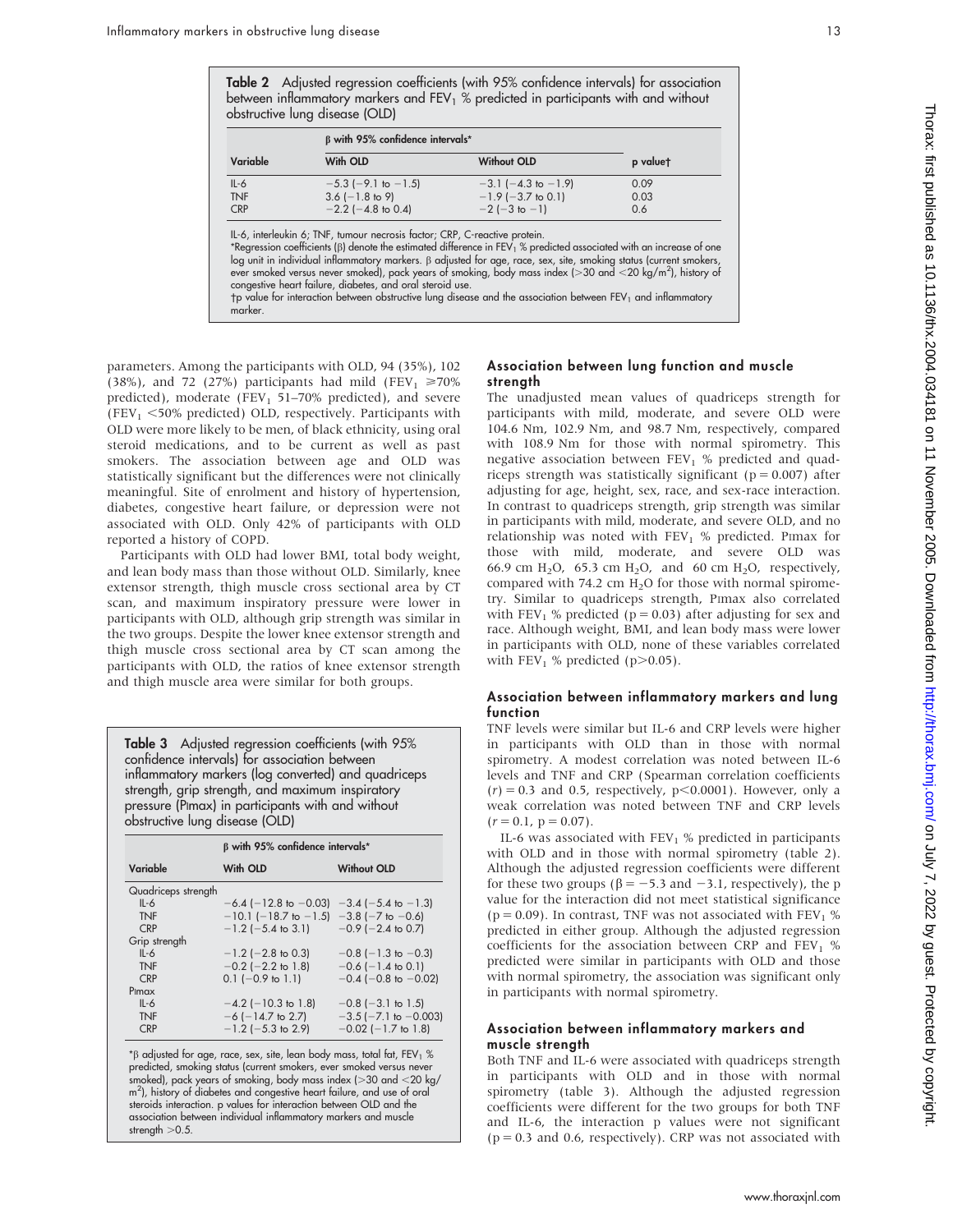**Table 2** Adjusted regression coefficients (with 95% confidence intervals) for association between inflammatory markers and $FEV_1$ % predicted in participants with and without obstructive lung disease (OLD)

| Variable | β with 95% confidence intervals* | | p value† |
|---|---|---|---|
| | With OLD | Without OLD | |
| IL-6 | −5.3 (−9.1 to −1.5) | −3.1 (−4.3 to −1.9) | 0.09 |
| TNF | 3.6 (−1.8 to 9) | −1.9 (−3.7 to 0.1) | 0.03 |
| CRP | −2.2 (−4.8 to 0.4) | −2 (−3 to −1) | 0.6 |

IL-6, interleukin 6; TNF, tumour necrosis factor; CRP, C-reactive protein.
*Regression coefficients (β) denote the estimated difference in $FEV_1$ % predicted associated with an increase of one log unit in individual inflammatory markers. β adjusted for age, race, sex, site, smoking status (current smokers, ever smoked versus never smoked), pack years of smoking, body mass index (>30 and <20 kg/m²), history of congestive heart failure, diabetes, and oral steroid use.
†p value for interaction between obstructive lung disease and the association between $FEV_1$ and inflammatory marker.

parameters. Among the participants with OLD, 94 (35%), 102 (38%), and 72 (27%) participants had mild ($FEV_1 \geq 70\%$ predicted), moderate ($FEV_1$ 51–70% predicted), and severe ($FEV_1 < 50\%$ predicted) OLD, respectively. Participants with OLD were more likely to be men, of black ethnicity, using oral steroid medications, and to be current as well as past smokers. The association between age and OLD was statistically significant but the differences were not clinically meaningful. Site of enrolment and history of hypertension, diabetes, congestive heart failure, or depression were not associated with OLD. Only 42% of participants with OLD reported a history of COPD.

Participants with OLD had lower BMI, total body weight, and lean body mass than those without OLD. Similarly, knee extensor strength, thigh muscle cross sectional area by CT scan, and maximum inspiratory pressure were lower in participants with OLD, although grip strength was similar in the two groups. Despite the lower knee extensor strength and thigh muscle cross sectional area by CT scan among the participants with OLD, the ratios of knee extensor strength and thigh muscle area were similar for both groups.

**Table 3** Adjusted regression coefficients (with 95% confidence intervals) for association between inflammatory markers (log converted) and quadriceps strength, grip strength, and maximum inspiratory pressure (PImax) in participants with and without obstructive lung disease (OLD)

| Variable | β with 95% confidence intervals* | |
|---|---|---|
| | With OLD | Without OLD |
| Quadriceps strength | | |
| IL-6 | −6.4 (−12.8 to −0.03) | −3.4 (−5.4 to −1.3) |
| TNF | −10.1 (−18.7 to −1.5) | −3.8 (−7 to −0.6) |
| CRP | −1.2 (−5.4 to 3.1) | −0.9 (−2.4 to 0.7) |
| Grip strength | | |
| IL-6 | −1.2 (−2.8 to 0.3) | −0.8 (−1.3 to −0.3) |
| TNF | −0.2 (−2.2 to 1.8) | −0.6 (−1.4 to 0.1) |
| CRP | 0.1 (−0.9 to 1.1) | −0.4 (−0.8 to −0.02) |
| PImax | | |
| IL-6 | −4.2 (−10.3 to 1.8) | −0.8 (−3.1 to 1.5) |
| TNF | −6 (−14.7 to 2.7) | −3.5 (−7.1 to −0.003) |
| CRP | −1.2 (−5.3 to 2.9) | −0.02 (−1.7 to 1.8) |

*β adjusted for age, race, sex, site, lean body mass, total fat, $FEV_1$ % predicted, smoking status (current smokers, ever smoked versus never smoked), pack years of smoking, body mass index (>30 and <20 kg/m²), history of diabetes and congestive heart failure, and use of oral steroids interaction. p values for interaction between OLD and the association between individual inflammatory markers and muscle strength >0.5.

### Association between lung function and muscle strength

The unadjusted mean values of quadriceps strength for participants with mild, moderate, and severe OLD were 104.6 Nm, 102.9 Nm, and 98.7 Nm, respectively, compared with 108.9 Nm for those with normal spirometry. This negative association between $FEV_1$ % predicted and quadriceps strength was statistically significant (p = 0.007) after adjusting for age, height, sex, race, and sex-race interaction. In contrast to quadriceps strength, grip strength was similar in participants with mild, moderate, and severe OLD, and no relationship was noted with $FEV_1$ % predicted. PImax for those with mild, moderate, and severe OLD was 66.9 cm $H_2O$, 65.3 cm $H_2O$, and 60 cm $H_2O$, respectively, compared with 74.2 cm $H_2O$ for those with normal spirometry. Similar to quadriceps strength, PImax also correlated with $FEV_1$ % predicted (p = 0.03) after adjusting for sex and race. Although weight, BMI, and lean body mass were lower in participants with OLD, none of these variables correlated with $FEV_1$ % predicted (p>0.05).

### Association between inflammatory markers and lung function

TNF levels were similar but IL-6 and CRP levels were higher in participants with OLD than in those with normal spirometry. A modest correlation was noted between IL-6 levels and TNF and CRP (Spearman correlation coefficients ($r$) = 0.3 and 0.5, respectively, p<0.0001). However, only a weak correlation was noted between TNF and CRP levels ($r$ = 0.1, p = 0.07).

IL-6 was associated with $FEV_1$ % predicted in participants with OLD and in those with normal spirometry (table 2). Although the adjusted regression coefficients were different for these two groups (β = −5.3 and −3.1, respectively), the p value for the interaction did not meet statistical significance (p = 0.09). In contrast, TNF was not associated with $FEV_1$ % predicted in either group. Although the adjusted regression coefficients for the association between CRP and $FEV_1$ % predicted were similar in participants with OLD and those with normal spirometry, the association was significant only in participants with normal spirometry.

### Association between inflammatory markers and muscle strength

Both TNF and IL-6 were associated with quadriceps strength in participants with OLD and in those with normal spirometry (table 3). Although the adjusted regression coefficients were different for the two groups for both TNF and IL-6, the interaction p values were not significant (p = 0.3 and 0.6, respectively). CRP was not associated with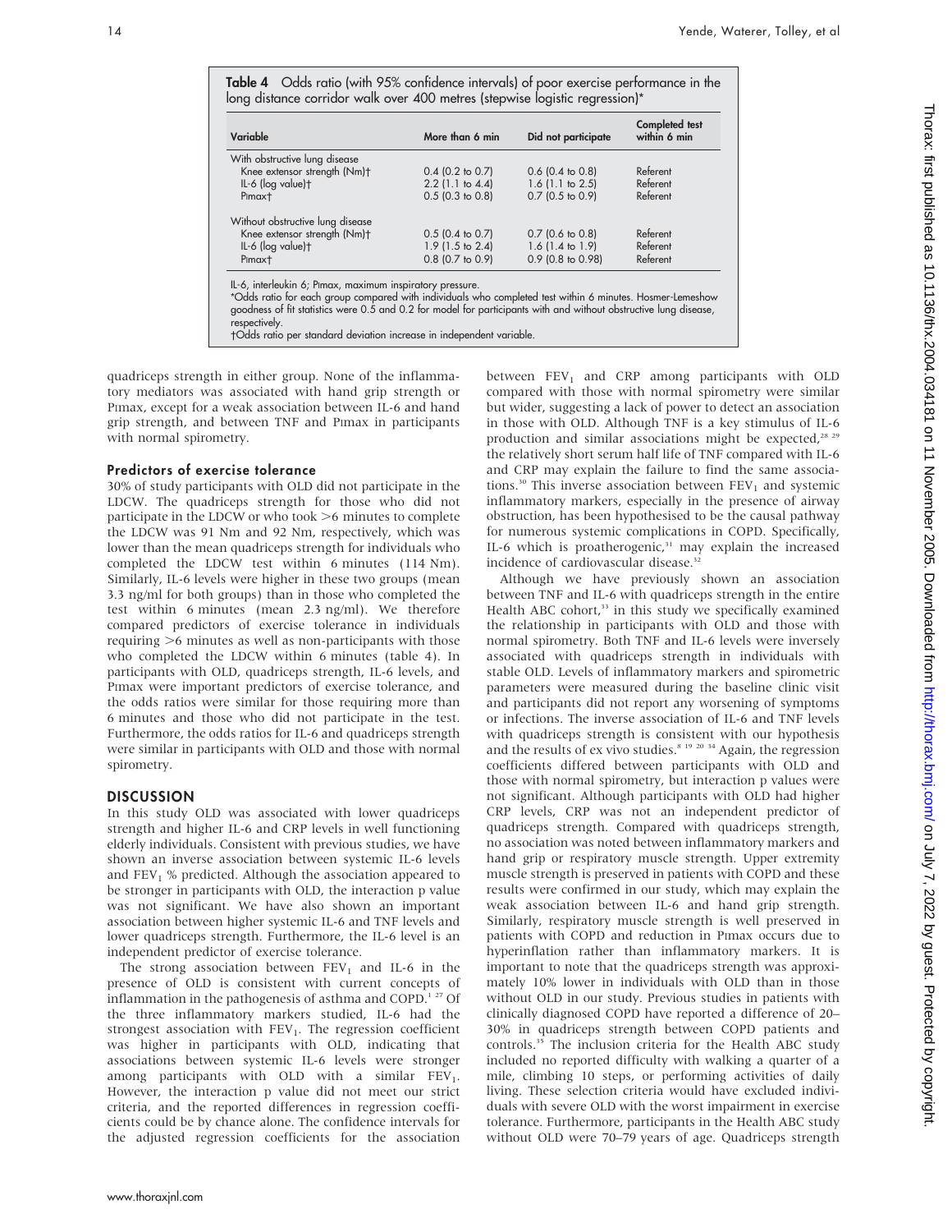**Table 4** Odds ratio (with 95% confidence intervals) of poor exercise performance in the long distance corridor walk over 400 metres (stepwise logistic regression)*

| Variable | More than 6 min | Did not participate | Completed test within 6 min |
|---|---|---|---|
| With obstructive lung disease | | | |
| Knee extensor strength (Nm)† | 0.4 (0.2 to 0.7) | 0.6 (0.4 to 0.8) | Referent |
| IL-6 (log value)† | 2.2 (1.1 to 4.4) | 1.6 (1.1 to 2.5) | Referent |
| PImax† | 0.5 (0.3 to 0.8) | 0.7 (0.5 to 0.9) | Referent |
| Without obstructive lung disease | | | |
| Knee extensor strength (Nm)† | 0.5 (0.4 to 0.7) | 0.7 (0.6 to 0.8) | Referent |
| IL-6 (log value)† | 1.9 (1.5 to 2.4) | 1.6 (1.4 to 1.9) | Referent |
| PImax† | 0.8 (0.7 to 0.9) | 0.9 (0.8 to 0.98) | Referent |

IL-6, interleukin 6; PImax, maximum inspiratory pressure.
*Odds ratio for each group compared with individuals who completed test within 6 minutes. Hosmer-Lemeshow goodness of fit statistics were 0.5 and 0.2 for model for participants with and without obstructive lung disease, respectively.
†Odds ratio per standard deviation increase in independent variable.

quadriceps strength in either group. None of the inflammatory mediators was associated with hand grip strength or PImax, except for a weak association between IL-6 and hand grip strength, and between TNF and PImax in participants with normal spirometry.

### Predictors of exercise tolerance

30% of study participants with OLD did not participate in the LDCW. The quadriceps strength for those who did not participate in the LDCW or who took >6 minutes to complete the LDCW was 91 Nm and 92 Nm, respectively, which was lower than the mean quadriceps strength for individuals who completed the LDCW test within 6 minutes (114 Nm). Similarly, IL-6 levels were higher in these two groups (mean 3.3 ng/ml for both groups) than in those who completed the test within 6 minutes (mean 2.3 ng/ml). We therefore compared predictors of exercise tolerance in individuals requiring >6 minutes as well as non-participants with those who completed the LDCW within 6 minutes (table 4). In participants with OLD, quadriceps strength, IL-6 levels, and PImax were important predictors of exercise tolerance, and the odds ratios were similar for those requiring more than 6 minutes and those who did not participate in the test. Furthermore, the odds ratios for IL-6 and quadriceps strength were similar in participants with OLD and those with normal spirometry.

## DISCUSSION

In this study OLD was associated with lower quadriceps strength and higher IL-6 and CRP levels in well functioning elderly individuals. Consistent with previous studies, we have shown an inverse association between systemic IL-6 levels and $FEV_1$ % predicted. Although the association appeared to be stronger in participants with OLD, the interaction p value was not significant. We have also shown an important association between higher systemic IL-6 and TNF levels and lower quadriceps strength. Furthermore, the IL-6 level is an independent predictor of exercise tolerance.

The strong association between $FEV_1$ and IL-6 in the presence of OLD is consistent with current concepts of inflammation in the pathogenesis of asthma and COPD.[1 27] Of the three inflammatory markers studied, IL-6 had the strongest association with $FEV_1$. The regression coefficient was higher in participants with OLD, indicating that associations between systemic IL-6 levels were stronger among participants with OLD with a similar $FEV_1$. However, the interaction p value did not meet our strict criteria, and the reported differences in regression coefficients could be by chance alone. The confidence intervals for the adjusted regression coefficients for the association between $FEV_1$ and CRP among participants with OLD compared with those with normal spirometry were similar but wider, suggesting a lack of power to detect an association in those with OLD. Although TNF is a key stimulus of IL-6 production and similar associations might be expected,[28 29] the relatively short serum half life of TNF compared with IL-6 and CRP may explain the failure to find the same associations.[30] This inverse association between $FEV_1$ and systemic inflammatory markers, especially in the presence of airway obstruction, has been hypothesised to be the causal pathway for numerous systemic complications in COPD. Specifically, IL-6 which is proatherogenic,[31] may explain the increased incidence of cardiovascular disease.[32]

Although we have previously shown an association between TNF and IL-6 with quadriceps strength in the entire Health ABC cohort,[33] in this study we specifically examined the relationship in participants with OLD and those with normal spirometry. Both TNF and IL-6 levels were inversely associated with quadriceps strength in individuals with stable OLD. Levels of inflammatory markers and spirometric parameters were measured during the baseline clinic visit and participants did not report any worsening of symptoms or infections. The inverse association of IL-6 and TNF levels with quadriceps strength is consistent with our hypothesis and the results of ex vivo studies.[8 19 20 34] Again, the regression coefficients differed between participants with OLD and those with normal spirometry, but interaction p values were not significant. Although participants with OLD had higher CRP levels, CRP was not an independent predictor of quadriceps strength. Compared with quadriceps strength, no association was noted between inflammatory markers and hand grip or respiratory muscle strength. Upper extremity muscle strength is preserved in patients with COPD and these results were confirmed in our study, which may explain the weak association between IL-6 and hand grip strength. Similarly, respiratory muscle strength is well preserved in patients with COPD and reduction in PImax occurs due to hyperinflation rather than inflammatory markers. It is important to note that the quadriceps strength was approximately 10% lower in individuals with OLD than in those without OLD in our study. Previous studies in patients with clinically diagnosed COPD have reported a difference of 20–30% in quadriceps strength between COPD patients and controls.[35] The inclusion criteria for the Health ABC study included no reported difficulty with walking a quarter of a mile, climbing 10 steps, or performing activities of daily living. These selection criteria would have excluded individuals with severe OLD with the worst impairment in exercise tolerance. Furthermore, participants in the Health ABC study without OLD were 70–79 years of age. Quadriceps strength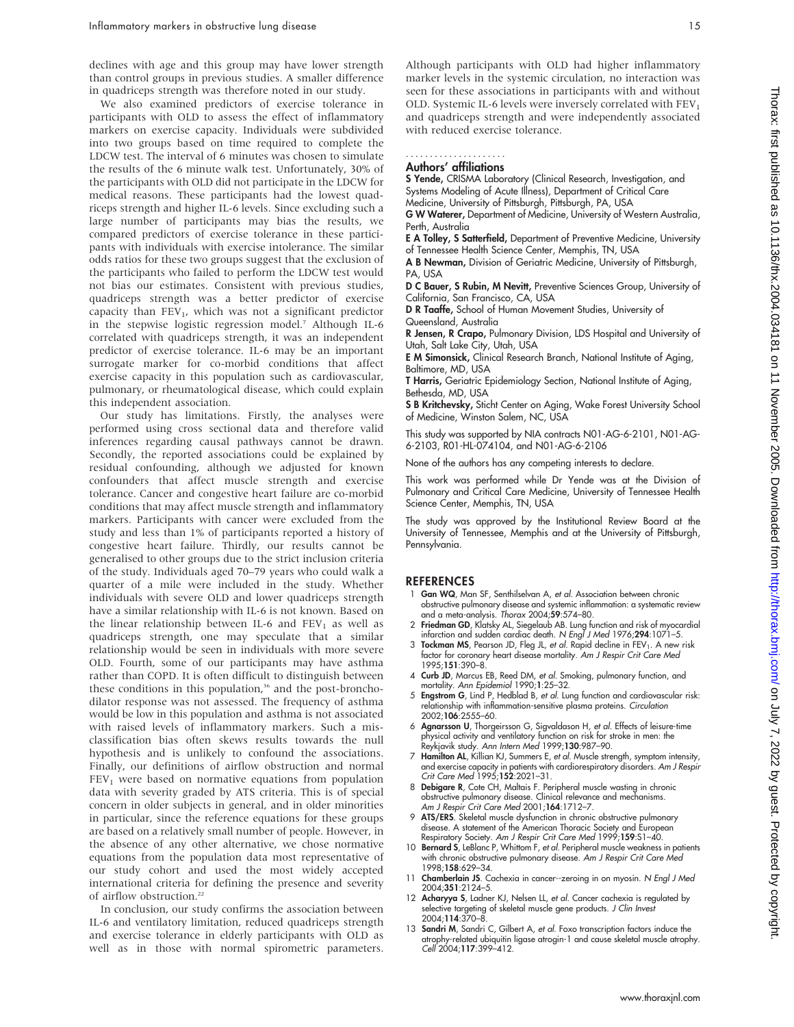declines with age and this group may have lower strength than control groups in previous studies. A smaller difference in quadriceps strength was therefore noted in our study.

We also examined predictors of exercise tolerance in participants with OLD to assess the effect of inflammatory markers on exercise capacity. Individuals were subdivided into two groups based on time required to complete the LDCW test. The interval of 6 minutes was chosen to simulate the results of the 6 minute walk test. Unfortunately, 30% of the participants with OLD did not participate in the LDCW for medical reasons. These participants had the lowest quadriceps strength and higher IL-6 levels. Since excluding such a large number of participants may bias the results, we compared predictors of exercise tolerance in these participants with individuals with exercise intolerance. The similar odds ratios for these two groups suggest that the exclusion of the participants who failed to perform the LDCW test would not bias our estimates. Consistent with previous studies, quadriceps strength was a better predictor of exercise capacity than $FEV_1$, which was not a significant predictor in the stepwise logistic regression model.[7] Although IL-6 correlated with quadriceps strength, it was an independent predictor of exercise tolerance. IL-6 may be an important surrogate marker for co-morbid conditions that affect exercise capacity in this population such as cardiovascular, pulmonary, or rheumatological disease, which could explain this independent association.

Our study has limitations. Firstly, the analyses were performed using cross sectional data and therefore valid inferences regarding causal pathways cannot be drawn. Secondly, the reported associations could be explained by residual confounding, although we adjusted for known confounders that affect muscle strength and exercise tolerance. Cancer and congestive heart failure are co-morbid conditions that may affect muscle strength and inflammatory markers. Participants with cancer were excluded from the study and less than 1% of participants reported a history of congestive heart failure. Thirdly, our results cannot be generalised to other groups due to the strict inclusion criteria of the study. Individuals aged 70–79 years who could walk a quarter of a mile were included in the study. Whether individuals with severe OLD and lower quadriceps strength have a similar relationship with IL-6 is not known. Based on the linear relationship between IL-6 and $FEV_1$ as well as quadriceps strength, one may speculate that a similar relationship would be seen in individuals with more severe OLD. Fourth, some of our participants may have asthma rather than COPD. It is often difficult to distinguish between these conditions in this population,[36] and the post-bronchodilator response was not assessed. The frequency of asthma would be low in this population and asthma is not associated with raised levels of inflammatory markers. Such a misclassification bias often skews results towards the null hypothesis and is unlikely to confound the associations. Finally, our definitions of airflow obstruction and normal $FEV_1$ were based on normative equations from population data with severity graded by ATS criteria. This is of special concern in older subjects in general, and in older minorities in particular, since the reference equations for these groups are based on a relatively small number of people. However, in the absence of any other alternative, we chose normative equations from the population data most representative of our study cohort and used the most widely accepted international criteria for defining the presence and severity of airflow obstruction.[22]

In conclusion, our study confirms the association between IL-6 and ventilatory limitation, reduced quadriceps strength and exercise tolerance in elderly participants with OLD as well as in those with normal spirometric parameters. Although participants with OLD had higher inflammatory marker levels in the systemic circulation, no interaction was seen for these associations in participants with and without OLD. Systemic IL-6 levels were inversely correlated with $FEV_1$ and quadriceps strength and were independently associated with reduced exercise tolerance.

## Authors' affiliations

**S Yende,** CRISMA Laboratory (Clinical Research, Investigation, and Systems Modeling of Acute Illness), Department of Critical Care Medicine, University of Pittsburgh, Pittsburgh, PA, USA

**G W Waterer,** Department of Medicine, University of Western Australia, Perth, Australia

**E A Tolley, S Satterfield,** Department of Preventive Medicine, University of Tennessee Health Science Center, Memphis, TN, USA

**A B Newman,** Division of Geriatric Medicine, University of Pittsburgh, PA, USA

**D C Bauer, S Rubin, M Nevitt,** Preventive Sciences Group, University of California, San Francisco, CA, USA

**D R Taaffe,** School of Human Movement Studies, University of Queensland, Australia

**R Jensen, R Crapo,** Pulmonary Division, LDS Hospital and University of Utah, Salt Lake City, Utah, USA

**E M Simonsick,** Clinical Research Branch, National Institute of Aging, Baltimore, MD, USA

**T Harris,** Geriatric Epidemiology Section, National Institute of Aging, Bethesda, MD, USA

**S B Kritchevsky,** Sticht Center on Aging, Wake Forest University School of Medicine, Winston Salem, NC, USA

This study was supported by NIA contracts N01-AG-6-2101, N01-AG-6-2103, R01-HL-074104, and N01-AG-6-2106

None of the authors has any competing interests to declare.

This work was performed while Dr Yende was at the Division of Pulmonary and Critical Care Medicine, University of Tennessee Health Science Center, Memphis, TN, USA

The study was approved by the Institutional Review Board at the University of Tennessee, Memphis and at the University of Pittsburgh, Pennsylvania.

## REFERENCES

1. **Gan WQ**, Man SF, Senthilselvan A, *et al*. Association between chronic obstructive pulmonary disease and systemic inflammation: a systematic review and a meta-analysis. *Thorax* 2004;**59**:574–80.
2. **Friedman GD**, Klatsky AL, Siegelaub AB. Lung function and risk of myocardial infarction and sudden cardiac death. *N Engl J Med* 1976;**294**:1071–5.
3. **Tockman MS**, Pearson JD, Fleg JL, *et al*. Rapid decline in $FEV_1$. A new risk factor for coronary heart disease mortality. *Am J Respir Crit Care Med* 1995;**151**:390–8.
4. **Curb JD**, Marcus EB, Reed DM, *et al*. Smoking, pulmonary function, and mortality. *Ann Epidemiol* 1990;**1**:25–32.
5. **Engstrom G**, Lind P, Hedblad B, *et al*. Lung function and cardiovascular risk: relationship with inflammation-sensitive plasma proteins. *Circulation* 2002;**106**:2555–60.
6. **Agnarsson U**, Thorgeirsson G, Sigvaldason H, *et al*. Effects of leisure-time physical activity and ventilatory function on risk for stroke in men: the Reykjavik study. *Ann Intern Med* 1999;**130**:987–90.
7. **Hamilton AL**, Killian KJ, Summers E, *et al*. Muscle strength, symptom intensity, and exercise capacity in patients with cardiorespiratory disorders. *Am J Respir Crit Care Med* 1995;**152**:2021–31.
8. **Debigare R**, Cote CH, Maltais F. Peripheral muscle wasting in chronic obstructive pulmonary disease. Clinical relevance and mechanisms. *Am J Respir Crit Care Med* 2001;**164**:1712–7.
9. **ATS/ERS**. Skeletal muscle dysfunction in chronic obstructive pulmonary disease. A statement of the American Thoracic Society and European Respiratory Society. *Am J Respir Crit Care Med* 1999;**159**:S1–40.
10. **Bernard S**, LeBlanc P, Whittom F, *et al*. Peripheral muscle weakness in patients with chronic obstructive pulmonary disease. *Am J Respir Crit Care Med* 1998;**158**:629–34.
11. **Chamberlain JS**. Cachexia in cancer--zeroing in on myosin. *N Engl J Med* 2004;**351**:2124–5.
12. **Acharyya S**, Ladner KJ, Nelsen LL, *et al*. Cancer cachexia is regulated by selective targeting of skeletal muscle gene products. *J Clin Invest* 2004;**114**:370–8.
13. **Sandri M**, Sandri C, Gilbert A, *et al*. Foxo transcription factors induce the atrophy-related ubiquitin ligase atrogin-1 and cause skeletal muscle atrophy. *Cell* 2004;**117**:399–412.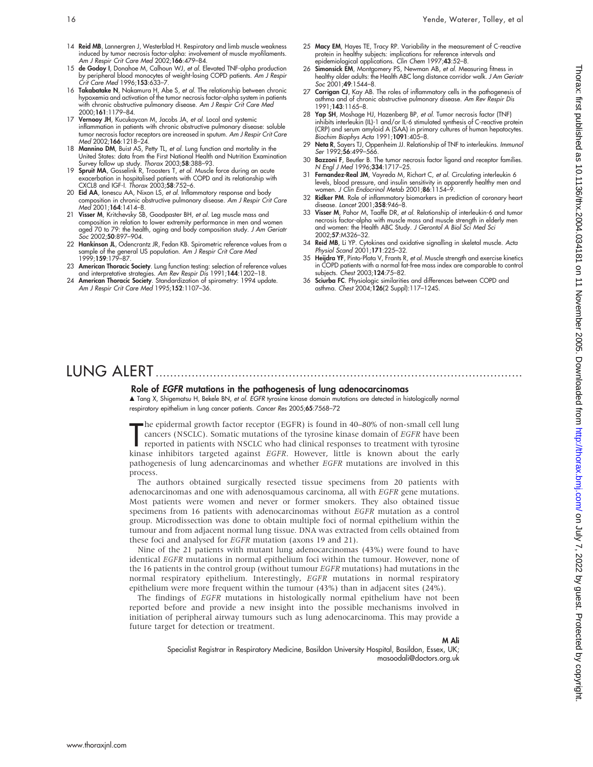14 **Reid MB**, Lannergren J, Westerblad H. Respiratory and limb muscle weakness induced by tumor necrosis factor-alpha: involvement of muscle myofilaments. *Am J Respir Crit Care Med* 2002;**166**:479–84.

15 **de Godoy I**, Donahoe M, Calhoun WJ, *et al*. Elevated TNF-alpha production by peripheral blood monocytes of weight-losing COPD patients. *Am J Respir Crit Care Med* 1996;**153**:633–7.

16 **Takabatake N**, Nakamura H, Abe S, *et al*. The relationship between chronic hypoxemia and activation of the tumor necrosis factor-alpha system in patients with chronic obstructive pulmonary disease. *Am J Respir Crit Care Med* 2000;**161**:1179–84.

17 **Vernooy JH**, Kucukaycan M, Jacobs JA, *et al*. Local and systemic inflammation in patients with chronic obstructive pulmonary disease: soluble tumor necrosis factor receptors are increased in sputum. *Am J Respir Crit Care Med* 2002;**166**:1218–24.

18 **Mannino DM**, Buist AS, Petty TL, *et al*. Lung function and mortality in the United States: data from the First National Health and Nutrition Examination Survey follow up study. *Thorax* 2003;**58**:388–93.

19 **Spruit MA**, Gosselink R, Troosters T, *et al*. Muscle force during an acute exacerbation in hospitalised patients with COPD and its relationship with CXCL8 and IGF-I. *Thorax* 2003;**58**:752–6.

20 **Eid AA**, Ionescu AA, Nixon LS, *et al*. Inflammatory response and body composition in chronic obstructive pulmonary disease. *Am J Respir Crit Care Med* 2001;**164**:1414–8.

21 **Visser M**, Kritchevsky SB, Goodpaster BH, *et al*. Leg muscle mass and composition in relation to lower extremity performance in men and women aged 70 to 79: the health, aging and body composition study. *J Am Geriatr Soc* 2002;**50**:897–904.

22 **Hankinson JL**, Odencrantz JR, Fedan KB. Spirometric reference values from a sample of the general US population. *Am J Respir Crit Care Med* 1999;**159**:179–87.

23 **American Thoracic Society**. Lung function testing: selection of reference values and interpretative strategies. *Am Rev Respir Dis* 1991;**144**:1202–18.

24 **American Thoracic Society**. Standardization of spirometry: 1994 update. *Am J Respir Crit Care Med* 1995;**152**:1107–36.

25 **Macy EM**, Hayes TE, Tracy RP. Variability in the measurement of C-reactive protein in healthy subjects: implications for reference intervals and epidemiological applications. *Clin Chem* 1997;**43**:52–8.

26 **Simonsick EM**, Montgomery PS, Newman AB, *et al*. Measuring fitness in healthy older adults: the Health ABC long distance corridor walk. *J Am Geriatr Soc* 2001;**49**:1544–8.

27 **Corrigan CJ**, Kay AB. The roles of inflammatory cells in the pathogenesis of asthma and of chronic obstructive pulmonary disease. *Am Rev Respir Dis* 1991;**143**:1165–8.

28 **Yap SH**, Moshage HJ, Hazenberg BP, *et al*. Tumor necrosis factor (TNF) inhibits interleukin (IL)-1 and/or IL-6 stimulated synthesis of C-reactive protein (CRP) and serum amyloid A (SAA) in primary cultures of human hepatocytes. *Biochim Biophys Acta* 1991;**1091**:405–8.

29 **Neta R**, Sayers TJ, Oppenheim JJ. Relationship of TNF to interleukins. *Immunol Ser* 1992;**56**:499–566.

30 **Bazzoni F**, Beutler B. The tumor necrosis factor ligand and receptor families. *N Engl J Med* 1996;**334**:1717–25.

31 **Fernandez-Real JM**, Vayreda M, Richart C, *et al*. Circulating interleukin 6 levels, blood pressure, and insulin sensitivity in apparently healthy men and women. *J Clin Endocrinol Metab* 2001;**86**:1154–9.

32 **Ridker PM**. Role of inflammatory biomarkers in prediction of coronary heart disease. *Lancet* 2001;**358**:946–8.

33 **Visser M**, Pahor M, Taaffe DR, *et al*. Relationship of interleukin-6 and tumor necrosis factor-alpha with muscle mass and muscle strength in elderly men and women: the Health ABC Study. *J Gerontol A Biol Sci Med Sci* 2002;**57**:M326–32.

34 **Reid MB**, Li YP. Cytokines and oxidative signalling in skeletal muscle. *Acta Physiol Scand* 2001;**171**:225–32.

35 **Heijdra YF**, Pinto-Plata V, Frants R, *et al*. Muscle strength and exercise kinetics in COPD patients with a normal fat-free mass index are comparable to control subjects. *Chest* 2003;**124**:75–82.

36 **Sciurba FC**. Physiologic similarities and differences between COPD and asthma. *Chest* 2004;**126**(2 Suppl):117–124S.

# LUNG ALERT

## Role of *EGFR* mutations in the pathogenesis of lung adenocarcinomas

▲ Tang X, Shigematsu H, Bekele BN, *et al*. *EGFR* tyrosine kinase domain mutations are detected in histologically normal respiratory epithelium in lung cancer patients. *Cancer Res* 2005;**65**:7568–72

The epidermal growth factor receptor (EGFR) is found in 40–80% of non-small cell lung cancers (NSCLC). Somatic mutations of the tyrosine kinase domain of *EGFR* have been reported in patients with NSCLC who had clinical responses to treatment with tyrosine kinase inhibitors targeted against *EGFR*. However, little is known about the early pathogenesis of lung adencarcinomas and whether *EGFR* mutations are involved in this process.

The authors obtained surgically resected tissue specimens from 20 patients with adenocarcinomas and one with adenosquamous carcinoma, all with *EGFR* gene mutations. Most patients were women and never or former smokers. They also obtained tissue specimens from 16 patients with adenocarcinomas without *EGFR* mutation as a control group. Microdissection was done to obtain multiple foci of normal epithelium within the tumour and from adjacent normal lung tissue. DNA was extracted from cells obtained from these foci and analysed for *EGFR* mutation (axons 19 and 21).

Nine of the 21 patients with mutant lung adenocarcinomas (43%) were found to have identical *EGFR* mutations in normal epithelium foci within the tumour. However, none of the 16 patients in the control group (without tumour *EGFR* mutations) had mutations in the normal respiratory epithelium. Interestingly, *EGFR* mutations in normal respiratory epithelium were more frequent within the tumour (43%) than in adjacent sites (24%).

The findings of *EGFR* mutations in histologically normal epithelium have not been reported before and provide a new insight into the possible mechanisms involved in initiation of peripheral airway tumours such as lung adenocarcinoma. This may provide a future target for detection or treatment.

**M Ali**

Specialist Registrar in Respiratory Medicine, Basildon University Hospital, Basildon, Essex, UK; masoodali@doctors.org.uk